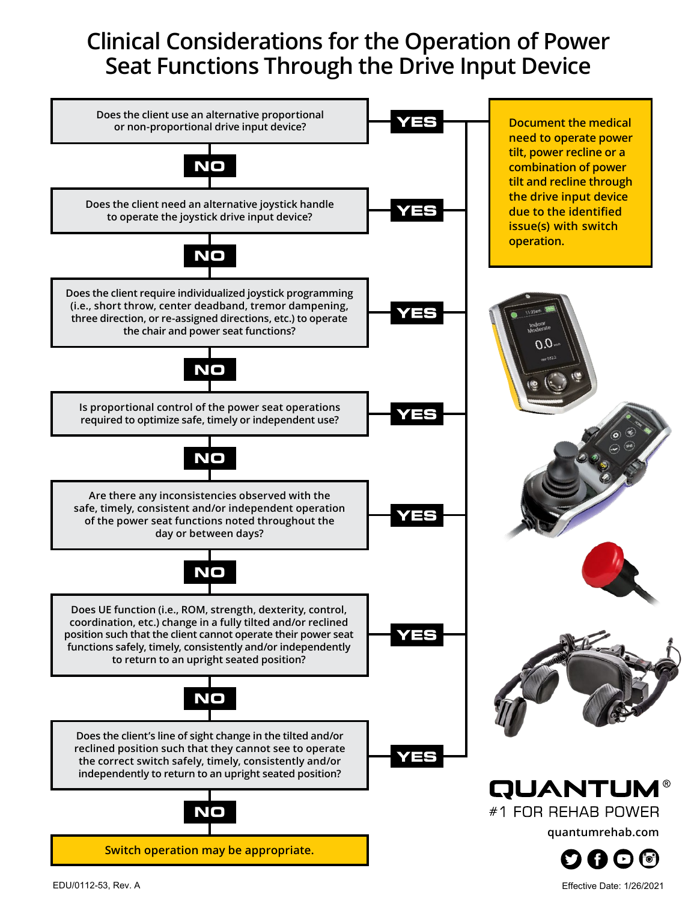# Clinical Considerations for the Operation of Power Seat Functions Through the Drive Input Device

Does the client use an alternative proportional or non-proportional drive input device? **YES** → Document the medical need.

**NO**

Does the client need an alternative joystick handle to operate the joystick drive input device? **YES** → Document the medical need.

**NO**

Does the client require individualized joystick programming (i.e., short throw, center deadband, tremor dampening, three direction, or re-assigned directions, etc.) to operate the chair and power seat functions? **YES** → Document the medical need.

**NO**

Is proportional control of the power seat operations required to optimize safe, timely or independent use? **YES** → Document the medical need.

**NO**

Are there any inconsistencies observed with the safe, timely, consistent and/or independent operation of the power seat functions noted throughout the day or between days? **YES** → Document the medical need.

**NO**

Does UE function (i.e., ROM, strength, dexterity, control, coordination, etc.) change in a fully tilted and/or reclined position such that the client cannot operate their power seat functions safely, timely, consistently and/or independently to return to an upright seated position? **YES** → Document the medical need.

**NO**

Does the client's line of sight change in the tilted and/or reclined position such that they cannot see to operate the correct switch safely, timely, consistently and/or independently to return to an upright seated position? **YES** → Document the medical need.

**NO**

**Switch operation may be appropriate.**

---

**Document the medical need to operate power tilt, power recline or a combination of power tilt and recline through the drive input device due to the identified issue(s) with switch operation.**

---

**QUANTUM®**
#1 FOR REHAB POWER
quantumrehab.com

EDU/0112-53, Rev. A

Effective Date: 1/26/2021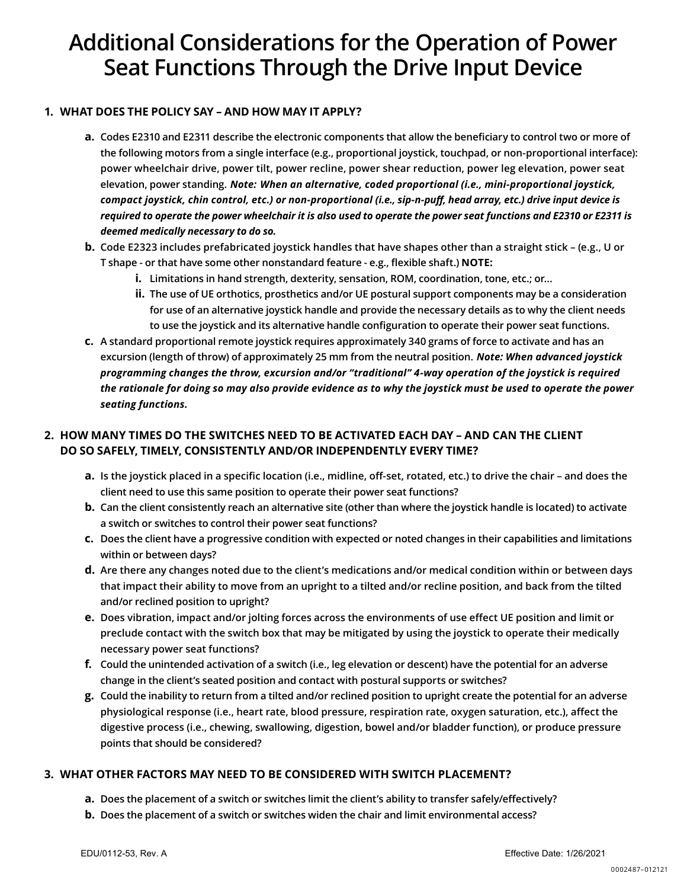# Additional Considerations for the Operation of Power Seat Functions Through the Drive Input Device

1. **WHAT DOES THE POLICY SAY – AND HOW MAY IT APPLY?**

   a. Codes E2310 and E2311 describe the electronic components that allow the beneficiary to control two or more of the following motors from a single interface (e.g., proportional joystick, touchpad, or non-proportional interface): power wheelchair drive, power tilt, power recline, power shear reduction, power leg elevation, power seat elevation, power standing. ***Note: When an alternative, coded proportional (i.e., mini-proportional joystick, compact joystick, chin control, etc.) or non-proportional (i.e., sip-n-puff, head array, etc.) drive input device is required to operate the power wheelchair it is also used to operate the power seat functions and E2310 or E2311 is deemed medically necessary to do so.***

   b. Code E2323 includes prefabricated joystick handles that have shapes other than a straight stick – (e.g., U or T shape - or that have some other nonstandard feature - e.g., flexible shaft.) **NOTE:**

      i. Limitations in hand strength, dexterity, sensation, ROM, coordination, tone, etc.; or...

      ii. The use of UE orthotics, prosthetics and/or UE postural support components may be a consideration for use of an alternative joystick handle and provide the necessary details as to why the client needs to use the joystick and its alternative handle configuration to operate their power seat functions.

   c. A standard proportional remote joystick requires approximately 340 grams of force to activate and has an excursion (length of throw) of approximately 25 mm from the neutral position. ***Note: When advanced joystick programming changes the throw, excursion and/or "traditional" 4-way operation of the joystick is required the rationale for doing so may also provide evidence as to why the joystick must be used to operate the power seating functions.***

2. **HOW MANY TIMES DO THE SWITCHES NEED TO BE ACTIVATED EACH DAY – AND CAN THE CLIENT DO SO SAFELY, TIMELY, CONSISTENTLY AND/OR INDEPENDENTLY EVERY TIME?**

   a. Is the joystick placed in a specific location (i.e., midline, off-set, rotated, etc.) to drive the chair – and does the client need to use this same position to operate their power seat functions?

   b. Can the client consistently reach an alternative site (other than where the joystick handle is located) to activate a switch or switches to control their power seat functions?

   c. Does the client have a progressive condition with expected or noted changes in their capabilities and limitations within or between days?

   d. Are there any changes noted due to the client's medications and/or medical condition within or between days that impact their ability to move from an upright to a tilted and/or recline position, and back from the tilted and/or reclined position to upright?

   e. Does vibration, impact and/or jolting forces across the environments of use effect UE position and limit or preclude contact with the switch box that may be mitigated by using the joystick to operate their medically necessary power seat functions?

   f. Could the unintended activation of a switch (i.e., leg elevation or descent) have the potential for an adverse change in the client's seated position and contact with postural supports or switches?

   g. Could the inability to return from a tilted and/or reclined position to upright create the potential for an adverse physiological response (i.e., heart rate, blood pressure, respiration rate, oxygen saturation, etc.), affect the digestive process (i.e., chewing, swallowing, digestion, bowel and/or bladder function), or produce pressure points that should be considered?

3. **WHAT OTHER FACTORS MAY NEED TO BE CONSIDERED WITH SWITCH PLACEMENT?**

   a. Does the placement of a switch or switches limit the client's ability to transfer safely/effectively?

   b. Does the placement of a switch or switches widen the chair and limit environmental access?

EDU/0112-53, Rev. A

Effective Date: 1/26/2021

0002487–012121